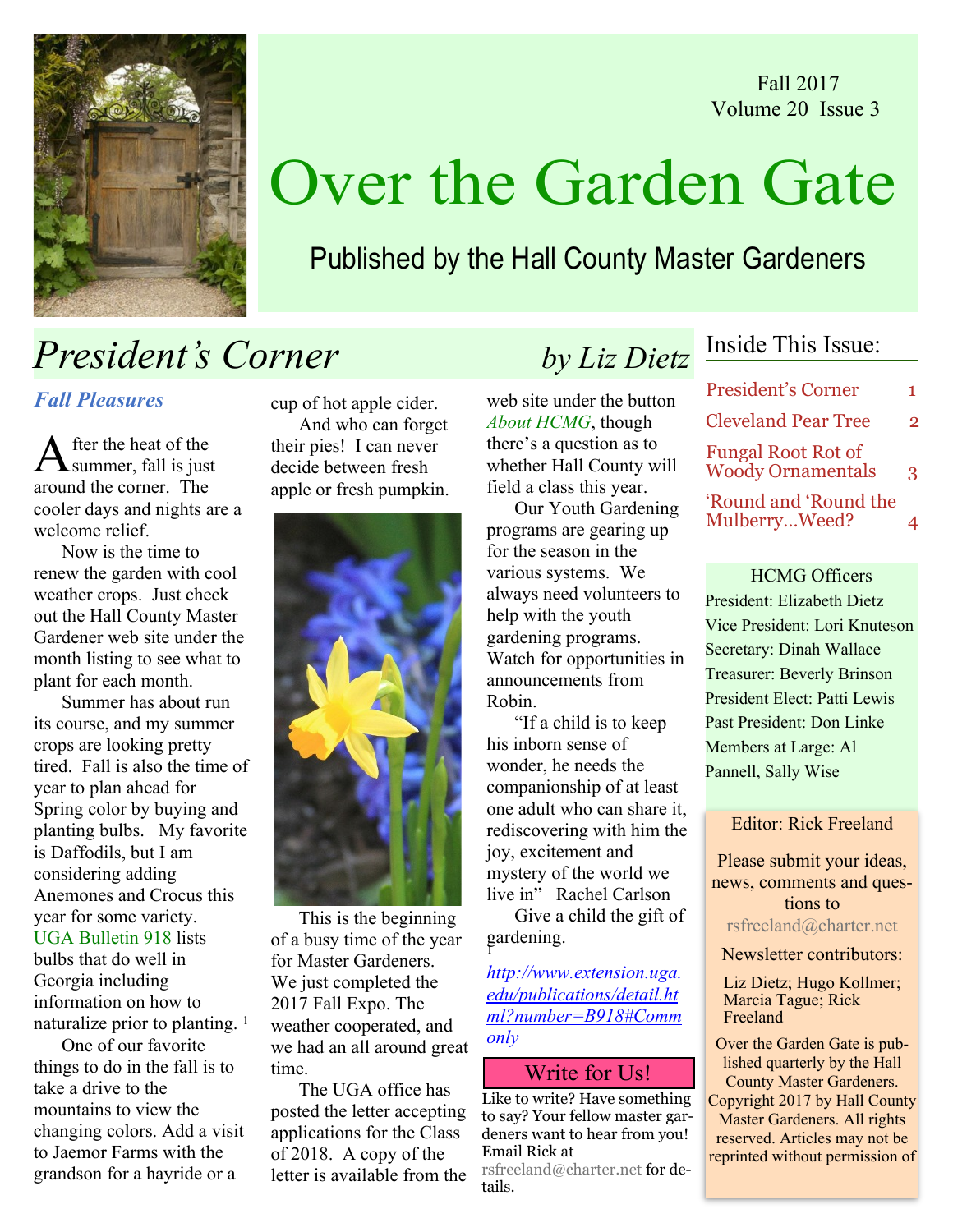Fall 2017
Volume 20 Issue 3

# Over the Garden Gate

Published by the Hall County Master Gardeners

## President's Corner *by Liz Dietz*

### *Fall Pleasures*

After the heat of the summer, fall is just around the corner. The cooler days and nights are a welcome relief.

Now is the time to renew the garden with cool weather crops. Just check out the Hall County Master Gardener web site under the month listing to see what to plant for each month.

Summer has about run its course, and my summer crops are looking pretty tired. Fall is also the time of year to plan ahead for Spring color by buying and planting bulbs. My favorite is Daffodils, but I am considering adding Anemones and Crocus this year for some variety. UGA Bulletin 918 lists bulbs that do well in Georgia including information on how to naturalize prior to planting. [1]

One of our favorite things to do in the fall is to take a drive to the mountains to view the changing colors. Add a visit to Jaemor Farms with the grandson for a hayride or a cup of hot apple cider.

And who can forget their pies! I can never decide between fresh apple or fresh pumpkin.

This is the beginning of a busy time of the year for Master Gardeners. We just completed the 2017 Fall Expo. The weather cooperated, and we had an all around great time.

The UGA office has posted the letter accepting applications for the Class of 2018. A copy of the letter is available from the web site under the button *About HCMG*, though there's a question as to whether Hall County will field a class this year.

Our Youth Gardening programs are gearing up for the season in the various systems. We always need volunteers to help with the youth gardening programs. Watch for opportunities in announcements from Robin.

"If a child is to keep his inborn sense of wonder, he needs the companionship of at least one adult who can share it, rediscovering with him the joy, excitement and mystery of the world we live in" Rachel Carlson

Give a child the gift of gardening.

[1] *http://www.extension.uga.edu/publications/detail.html?number=B918#Commonly*

### Write for Us!

Like to write? Have something to say? Your fellow master gardeners want to hear from you! Email Rick at rsfreeland@charter.net for details.

## Inside This Issue:

| | |
|---|---|
| President's Corner | 1 |
| Cleveland Pear Tree | 2 |
| Fungal Root Rot of Woody Ornamentals | 3 |
| 'Round and 'Round the Mulberry...Weed? | 4 |

### HCMG Officers

President: Elizabeth Dietz
Vice President: Lori Knuteson
Secretary: Dinah Wallace
Treasurer: Beverly Brinson
President Elect: Patti Lewis
Past President: Don Linke
Members at Large: Al Pannell, Sally Wise

Editor: Rick Freeland

Please submit your ideas, news, comments and questions to rsfreeland@charter.net

Newsletter contributors:

Liz Dietz; Hugo Kollmer; Marcia Tague; Rick Freeland

Over the Garden Gate is published quarterly by the Hall County Master Gardeners. Copyright 2017 by Hall County Master Gardeners. All rights reserved. Articles may not be reprinted without permission of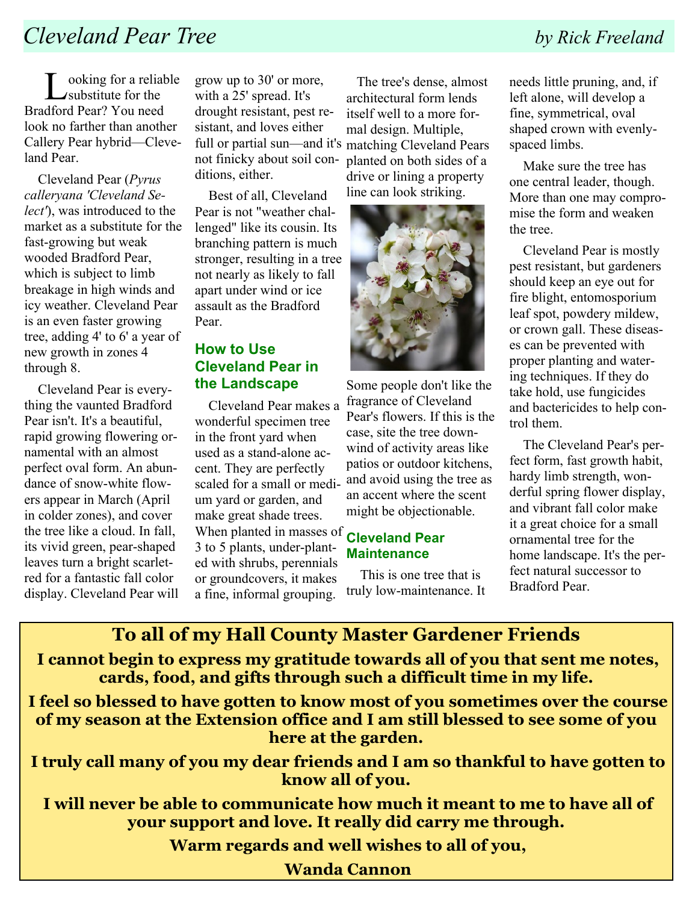# *Cleveland Pear Tree*

*by Rick Freeland*

Looking for a reliable substitute for the Bradford Pear? You need look no farther than another Callery Pear hybrid—Cleveland Pear.

Cleveland Pear (*Pyrus calleryana 'Cleveland Select'*), was introduced to the market as a substitute for the fast-growing but weak wooded Bradford Pear, which is subject to limb breakage in high winds and icy weather. Cleveland Pear is an even faster growing tree, adding 4' to 6' a year of new growth in zones 4 through 8.

Cleveland Pear is everything the vaunted Bradford Pear isn't. It's a beautiful, rapid growing flowering ornamental with an almost perfect oval form. An abundance of snow-white flowers appear in March (April in colder zones), and cover the tree like a cloud. In fall, its vivid green, pear-shaped leaves turn a bright scarlet-red for a fantastic fall color display. Cleveland Pear will grow up to 30' or more, with a 25' spread. It's drought resistant, pest resistant, and loves either full or partial sun—and it's not finicky about soil conditions, either.

Best of all, Cleveland Pear is not "weather challenged" like its cousin. Its branching pattern is much stronger, resulting in a tree not nearly as likely to fall apart under wind or ice assault as the Bradford Pear.

## How to Use Cleveland Pear in the Landscape

Cleveland Pear makes a wonderful specimen tree in the front yard when used as a stand-alone accent. They are perfectly scaled for a small or medium yard or garden, and make great shade trees. When planted in masses of 3 to 5 plants, under-planted with shrubs, perennials or groundcovers, it makes a fine, informal grouping.

The tree's dense, almost architectural form lends itself well to a more formal design. Multiple, matching Cleveland Pears planted on both sides of a drive or lining a property line can look striking.

Some people don't like the fragrance of Cleveland Pear's flowers. If this is the case, site the tree downwind of activity areas like patios or outdoor kitchens, and avoid using the tree as an accent where the scent might be objectionable.

## Cleveland Pear Maintenance

This is one tree that is truly low-maintenance. It needs little pruning, and, if left alone, will develop a fine, symmetrical, oval shaped crown with evenly-spaced limbs.

Make sure the tree has one central leader, though. More than one may compromise the form and weaken the tree.

Cleveland Pear is mostly pest resistant, but gardeners should keep an eye out for fire blight, entomosporium leaf spot, powdery mildew, or crown gall. These diseases can be prevented with proper planting and watering techniques. If they do take hold, use fungicides and bactericides to help control them.

The Cleveland Pear's perfect form, fast growth habit, hardy limb strength, wonderful spring flower display, and vibrant fall color make it a great choice for a small ornamental tree for the home landscape. It's the perfect natural successor to Bradford Pear.

---

## To all of my Hall County Master Gardener Friends

**I cannot begin to express my gratitude towards all of you that sent me notes, cards, food, and gifts through such a difficult time in my life.**

**I feel so blessed to have gotten to know most of you sometimes over the course of my season at the Extension office and I am still blessed to see some of you here at the garden.**

**I truly call many of you my dear friends and I am so thankful to have gotten to know all of you.**

**I will never be able to communicate how much it meant to me to have all of your support and love. It really did carry me through.**

**Warm regards and well wishes to all of you,**

**Wanda Cannon**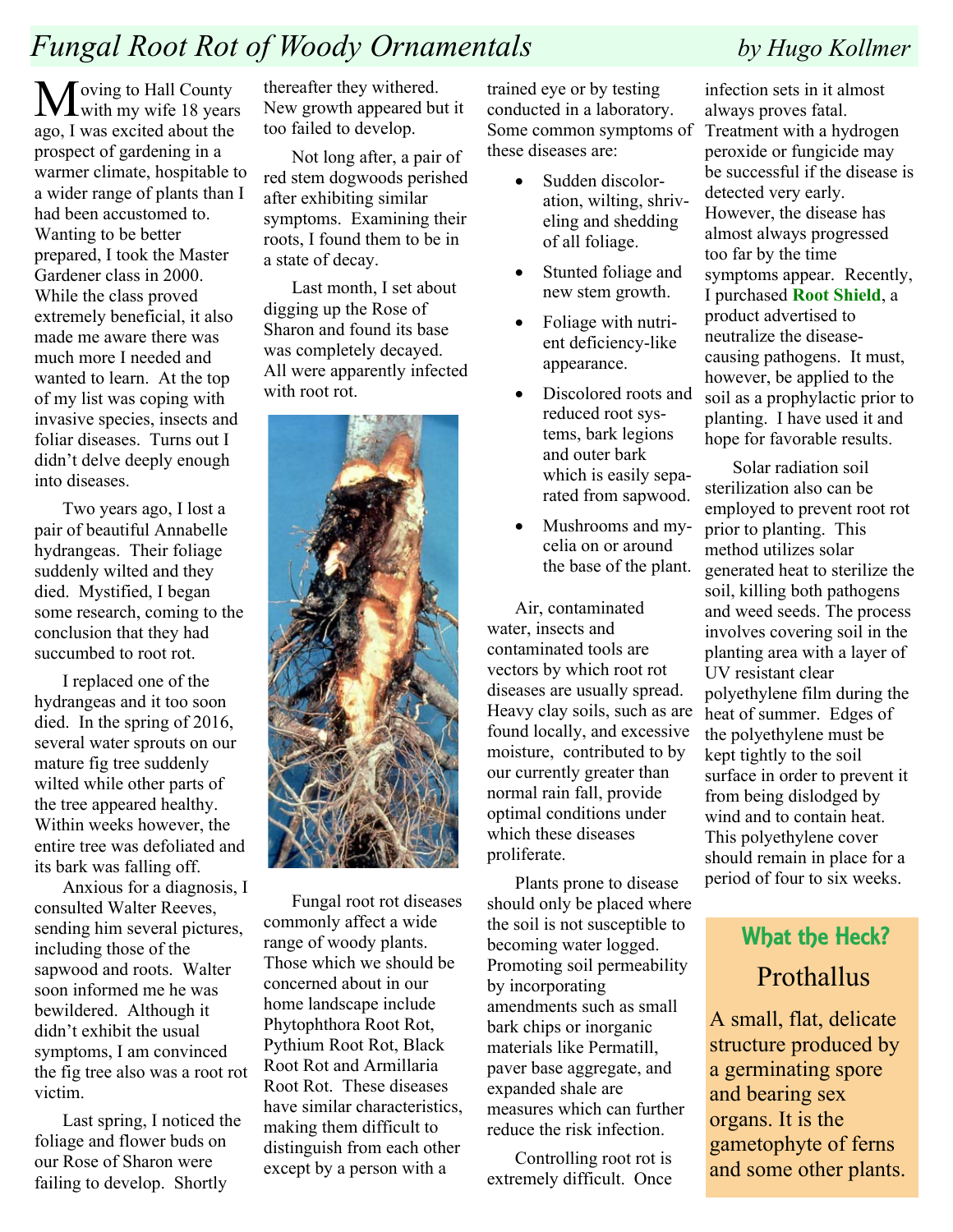# Fungal Root Rot of Woody Ornamentals

*by Hugo Kollmer*

Moving to Hall County with my wife 18 years ago, I was excited about the prospect of gardening in a warmer climate, hospitable to a wider range of plants than I had been accustomed to. Wanting to be better prepared, I took the Master Gardener class in 2000. While the class proved extremely beneficial, it also made me aware there was much more I needed and wanted to learn. At the top of my list was coping with invasive species, insects and foliar diseases. Turns out I didn't delve deeply enough into diseases.

Two years ago, I lost a pair of beautiful Annabelle hydrangeas. Their foliage suddenly wilted and they died. Mystified, I began some research, coming to the conclusion that they had succumbed to root rot.

I replaced one of the hydrangeas and it too soon died. In the spring of 2016, several water sprouts on our mature fig tree suddenly wilted while other parts of the tree appeared healthy. Within weeks however, the entire tree was defoliated and its bark was falling off.

Anxious for a diagnosis, I consulted Walter Reeves, sending him several pictures, including those of the sapwood and roots. Walter soon informed me he was bewildered. Although it didn't exhibit the usual symptoms, I am convinced the fig tree also was a root rot victim.

Last spring, I noticed the foliage and flower buds on our Rose of Sharon were failing to develop. Shortly thereafter they withered. New growth appeared but it too failed to develop.

Not long after, a pair of red stem dogwoods perished after exhibiting similar symptoms. Examining their roots, I found them to be in a state of decay.

Last month, I set about digging up the Rose of Sharon and found its base was completely decayed. All were apparently infected with root rot.

Fungal root rot diseases commonly affect a wide range of woody plants. Those which we should be concerned about in our home landscape include Phytophthora Root Rot, Pythium Root Rot, Black Root Rot and Armillaria Root Rot. These diseases have similar characteristics, making them difficult to distinguish from each other except by a person with a trained eye or by testing conducted in a laboratory. Some common symptoms of these diseases are:

- Sudden discoloration, wilting, shriveling and shedding of all foliage.
- Stunted foliage and new stem growth.
- Foliage with nutrient deficiency-like appearance.
- Discolored roots and reduced root systems, bark legions and outer bark which is easily separated from sapwood.
- Mushrooms and mycelia on or around the base of the plant.

Air, contaminated water, insects and contaminated tools are vectors by which root rot diseases are usually spread. Heavy clay soils, such as are found locally, and excessive moisture, contributed to by our currently greater than normal rain fall, provide optimal conditions under which these diseases proliferate.

Plants prone to disease should only be placed where the soil is not susceptible to becoming water logged. Promoting soil permeability by incorporating amendments such as small bark chips or inorganic materials like Permatill, paver base aggregate, and expanded shale are measures which can further reduce the risk infection.

Controlling root rot is extremely difficult. Once infection sets in it almost always proves fatal. Treatment with a hydrogen peroxide or fungicide may be successful if the disease is detected very early. However, the disease has almost always progressed too far by the time symptoms appear. Recently, I purchased **Root Shield**, a product advertised to neutralize the disease-causing pathogens. It must, however, be applied to the soil as a prophylactic prior to planting. I have used it and hope for favorable results.

Solar radiation soil sterilization also can be employed to prevent root rot prior to planting. This method utilizes solar generated heat to sterilize the soil, killing both pathogens and weed seeds. The process involves covering soil in the planting area with a layer of UV resistant clear polyethylene film during the heat of summer. Edges of the polyethylene must be kept tightly to the soil surface in order to prevent it from being dislodged by wind and to contain heat. This polyethylene cover should remain in place for a period of four to six weeks.

## What the Heck?

### Prothallus

A small, flat, delicate structure produced by a germinating spore and bearing sex organs. It is the gametophyte of ferns and some other plants.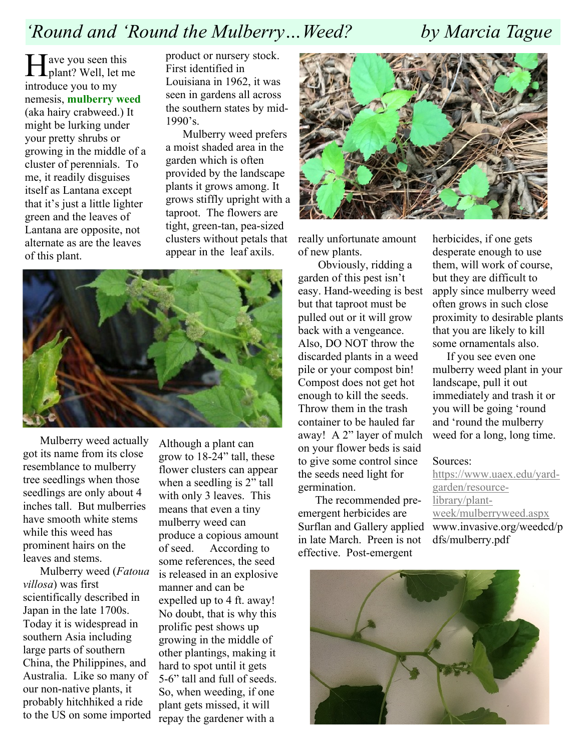# 'Round and 'Round the Mulberry…Weed? by Marcia Tague

Have you seen this plant? Well, let me introduce you to my nemesis, **mulberry weed** (aka hairy crabweed.) It might be lurking under your pretty shrubs or growing in the middle of a cluster of perennials. To me, it readily disguises itself as Lantana except that it's just a little lighter green and the leaves of Lantana are opposite, not alternate as are the leaves of this plant.

Mulberry weed actually got its name from its close resemblance to mulberry tree seedlings when those seedlings are only about 4 inches tall. But mulberries have smooth white stems while this weed has prominent hairs on the leaves and stems.

Mulberry weed (*Fatoua villosa*) was first scientifically described in Japan in the late 1700s. Today it is widespread in southern Asia including large parts of southern China, the Philippines, and Australia. Like so many of our non-native plants, it probably hitchhiked a ride to the US on some imported product or nursery stock. First identified in Louisiana in 1962, it was seen in gardens all across the southern states by mid-1990's.

Mulberry weed prefers a moist shaded area in the garden which is often provided by the landscape plants it grows among. It grows stiffly upright with a taproot. The flowers are tight, green-tan, pea-sized clusters without petals that appear in the leaf axils.

Although a plant can grow to 18-24" tall, these flower clusters can appear when a seedling is 2" tall with only 3 leaves. This means that even a tiny mulberry weed can produce a copious amount of seed. According to some references, the seed is released in an explosive manner and can be expelled up to 4 ft. away! No doubt, that is why this prolific pest shows up growing in the middle of other plantings, making it hard to spot until it gets 5-6" tall and full of seeds. So, when weeding, if one plant gets missed, it will repay the gardener with a really unfortunate amount of new plants.

Obviously, ridding a garden of this pest isn't easy. Hand-weeding is best but that taproot must be pulled out or it will grow back with a vengeance. Also, DO NOT throw the discarded plants in a weed pile or your compost bin! Compost does not get hot enough to kill the seeds. Throw them in the trash container to be hauled far away! A 2" layer of mulch on your flower beds is said to give some control since the seeds need light for germination.

The recommended pre-emergent herbicides are Surflan and Gallery applied in late March. Preen is not effective. Post-emergent herbicides, if one gets desperate enough to use them, will work of course, but they are difficult to apply since mulberry weed often grows in such close proximity to desirable plants that you are likely to kill some ornamentals also.

If you see even one mulberry weed plant in your landscape, pull it out immediately and trash it or you will be going 'round and 'round the mulberry weed for a long, long time.

Sources:
https://www.uaex.edu/yard-garden/resource-library/plant-week/mulberryweed.aspx
www.invasive.org/weedcd/pdfs/mulberry.pdf